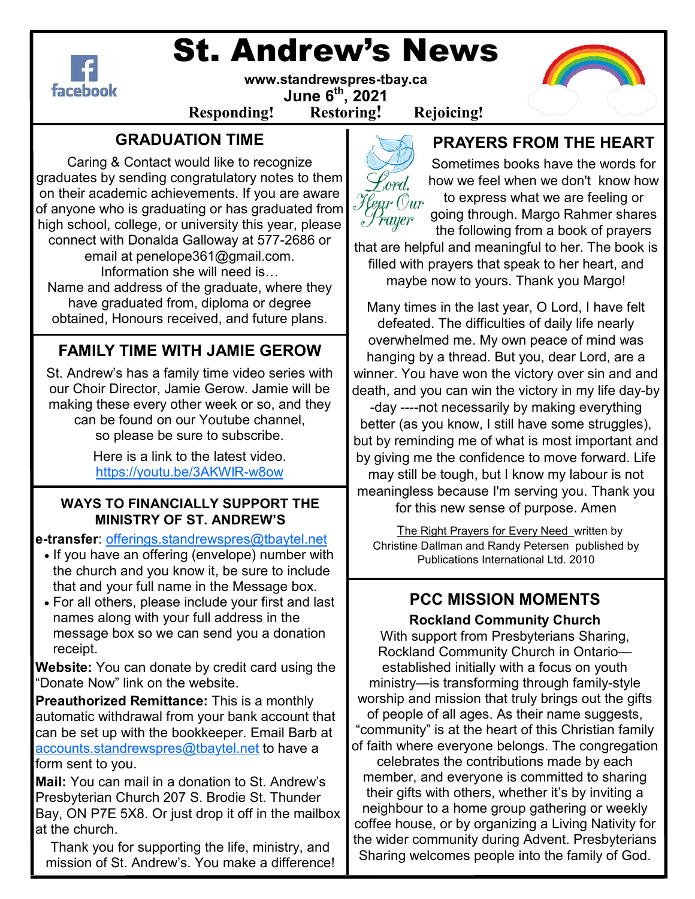# St. Andrew's News

**www.standrewspres-tbay.ca**

**June 6th, 2021**

**Responding! Restoring! Rejoicing!**

## GRADUATION TIME

Caring & Contact would like to recognize graduates by sending congratulatory notes to them on their academic achievements. If you are aware of anyone who is graduating or has graduated from high school, college, or university this year, please connect with Donalda Galloway at 577-2686 or email at penelope361@gmail.com.

Information she will need is…

Name and address of the graduate, where they have graduated from, diploma or degree obtained, Honours received, and future plans.

## FAMILY TIME WITH JAMIE GEROW

St. Andrew's has a family time video series with our Choir Director, Jamie Gerow. Jamie will be making these every other week or so, and they can be found on our Youtube channel, so please be sure to subscribe.

Here is a link to the latest video.
https://youtu.be/3AKWlR-w8ow

### WAYS TO FINANCIALLY SUPPORT THE MINISTRY OF ST. ANDREW'S

**e-transfer**: offerings.standrewspres@tbaytel.net

- If you have an offering (envelope) number with the church and you know it, be sure to include that and your full name in the Message box.
- For all others, please include your first and last names along with your full address in the message box so we can send you a donation receipt.

**Website:** You can donate by credit card using the "Donate Now" link on the website.

**Preauthorized Remittance:** This is a monthly automatic withdrawal from your bank account that can be set up with the bookkeeper. Email Barb at accounts.standrewspres@tbaytel.net to have a form sent to you.

**Mail:** You can mail in a donation to St. Andrew's Presbyterian Church 207 S. Brodie St. Thunder Bay, ON P7E 5X8. Or just drop it off in the mailbox at the church.

Thank you for supporting the life, ministry, and mission of St. Andrew's. You make a difference!

## PRAYERS FROM THE HEART

*Lord, Hear Our Prayer*

Sometimes books have the words for how we feel when we don't know how to express what we are feeling or going through. Margo Rahmer shares the following from a book of prayers that are helpful and meaningful to her. The book is filled with prayers that speak to her heart, and maybe now to yours. Thank you Margo!

Many times in the last year, O Lord, I have felt defeated. The difficulties of daily life nearly overwhelmed me. My own peace of mind was hanging by a thread. But you, dear Lord, are a winner. You have won the victory over sin and and death, and you can win the victory in my life day-by-day ----not necessarily by making everything better (as you know, I still have some struggles), but by reminding me of what is most important and by giving me the confidence to move forward. Life may still be tough, but I know my labour is not meaningless because I'm serving you. Thank you for this new sense of purpose. Amen

The Right Prayers for Every Need written by Christine Dallman and Randy Petersen published by Publications International Ltd. 2010

## PCC MISSION MOMENTS

**Rockland Community Church**

With support from Presbyterians Sharing, Rockland Community Church in Ontario—established initially with a focus on youth ministry—is transforming through family-style worship and mission that truly brings out the gifts of people of all ages. As their name suggests, "community" is at the heart of this Christian family of faith where everyone belongs. The congregation celebrates the contributions made by each member, and everyone is committed to sharing their gifts with others, whether it's by inviting a neighbour to a home group gathering or weekly coffee house, or by organizing a Living Nativity for the wider community during Advent. Presbyterians Sharing welcomes people into the family of God.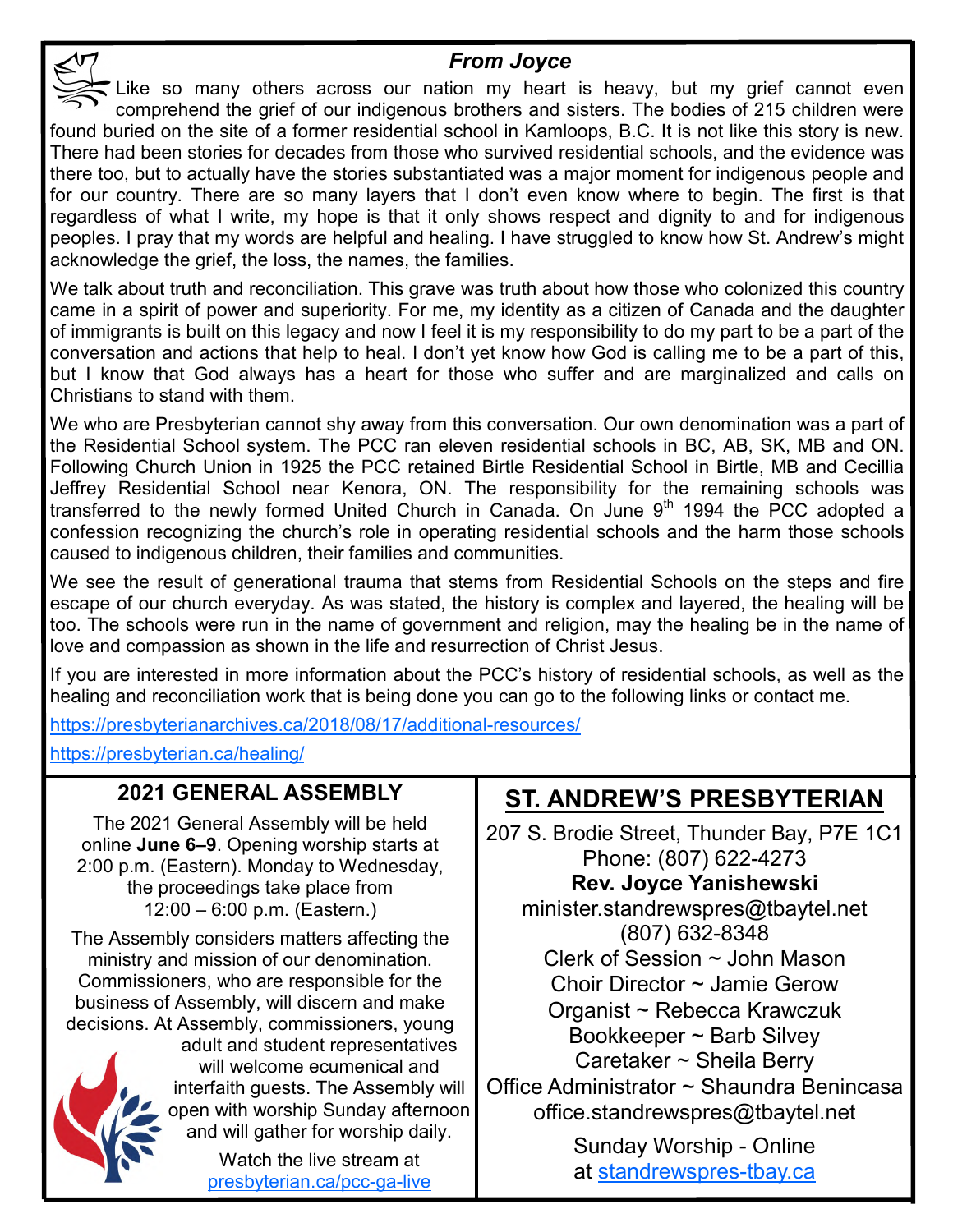## *From Joyce*

Like so many others across our nation my heart is heavy, but my grief cannot even comprehend the grief of our indigenous brothers and sisters. The bodies of 215 children were found buried on the site of a former residential school in Kamloops, B.C. It is not like this story is new. There had been stories for decades from those who survived residential schools, and the evidence was there too, but to actually have the stories substantiated was a major moment for indigenous people and for our country. There are so many layers that I don't even know where to begin. The first is that regardless of what I write, my hope is that it only shows respect and dignity to and for indigenous peoples. I pray that my words are helpful and healing. I have struggled to know how St. Andrew's might acknowledge the grief, the loss, the names, the families.

We talk about truth and reconciliation. This grave was truth about how those who colonized this country came in a spirit of power and superiority. For me, my identity as a citizen of Canada and the daughter of immigrants is built on this legacy and now I feel it is my responsibility to do my part to be a part of the conversation and actions that help to heal. I don't yet know how God is calling me to be a part of this, but I know that God always has a heart for those who suffer and are marginalized and calls on Christians to stand with them.

We who are Presbyterian cannot shy away from this conversation. Our own denomination was a part of the Residential School system. The PCC ran eleven residential schools in BC, AB, SK, MB and ON. Following Church Union in 1925 the PCC retained Birtle Residential School in Birtle, MB and Cecillia Jeffrey Residential School near Kenora, ON. The responsibility for the remaining schools was transferred to the newly formed United Church in Canada. On June 9th 1994 the PCC adopted a confession recognizing the church's role in operating residential schools and the harm those schools caused to indigenous children, their families and communities.

We see the result of generational trauma that stems from Residential Schools on the steps and fire escape of our church everyday. As was stated, the history is complex and layered, the healing will be too. The schools were run in the name of government and religion, may the healing be in the name of love and compassion as shown in the life and resurrection of Christ Jesus.

If you are interested in more information about the PCC's history of residential schools, as well as the healing and reconciliation work that is being done you can go to the following links or contact me.

https://presbyterianarchives.ca/2018/08/17/additional-resources/

https://presbyterian.ca/healing/

## 2021 GENERAL ASSEMBLY

The 2021 General Assembly will be held online **June 6–9**. Opening worship starts at 2:00 p.m. (Eastern). Monday to Wednesday, the proceedings take place from 12:00 – 6:00 p.m. (Eastern.)

The Assembly considers matters affecting the ministry and mission of our denomination. Commissioners, who are responsible for the business of Assembly, will discern and make decisions. At Assembly, commissioners, young adult and student representatives will welcome ecumenical and interfaith guests. The Assembly will open with worship Sunday afternoon and will gather for worship daily.

Watch the live stream at presbyterian.ca/pcc-ga-live

## ST. ANDREW'S PRESBYTERIAN

207 S. Brodie Street, Thunder Bay, P7E 1C1
Phone: (807) 622-4273
**Rev. Joyce Yanishewski**
minister.standrewspres@tbaytel.net
(807) 632-8348
Clerk of Session ~ John Mason
Choir Director ~ Jamie Gerow
Organist ~ Rebecca Krawczuk
Bookkeeper ~ Barb Silvey
Caretaker ~ Sheila Berry
Office Administrator ~ Shaundra Benincasa
office.standrewspres@tbaytel.net

Sunday Worship - Online
at standrewspres-tbay.ca